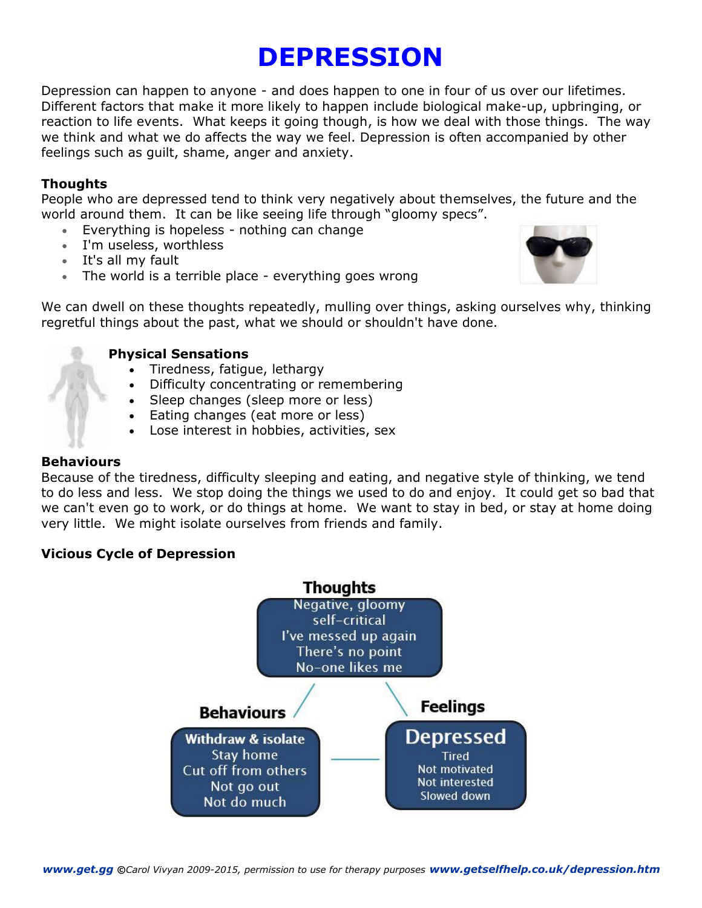# DEPRESSION

Depression can happen to anyone - and does happen to one in four of us over our lifetimes. Different factors that make it more likely to happen include biological make-up, upbringing, or reaction to life events. What keeps it going though, is how we deal with those things. The way we think and what we do affects the way we feel. Depression is often accompanied by other feelings such as guilt, shame, anger and anxiety.

### Thoughts

People who are depressed tend to think very negatively about themselves, the future and the world around them. It can be like seeing life through "gloomy specs".

- Everything is hopeless - nothing can change
- I'm useless, worthless
- It's all my fault
- The world is a terrible place - everything goes wrong

We can dwell on these thoughts repeatedly, mulling over things, asking ourselves why, thinking regretful things about the past, what we should or shouldn't have done.

### Physical Sensations

- Tiredness, fatigue, lethargy
- Difficulty concentrating or remembering
- Sleep changes (sleep more or less)
- Eating changes (eat more or less)
- Lose interest in hobbies, activities, sex

### Behaviours

Because of the tiredness, difficulty sleeping and eating, and negative style of thinking, we tend to do less and less. We stop doing the things we used to do and enjoy. It could get so bad that we can't even go to work, or do things at home. We want to stay in bed, or stay at home doing very little. We might isolate ourselves from friends and family.

### Vicious Cycle of Depression

Thoughts
Negative, gloomy
self-critical
I've messed up again
There's no point
No-one likes me

Behaviours
Withdraw & isolate
Stay home
Cut off from others
Not go out
Not do much

Feelings
Depressed
Tired
Not motivated
Not interested
Slowed down

*www.get.gg ©Carol Vivyan 2009-2015, permission to use for therapy purposes* ***www.getselfhelp.co.uk/depression.htm***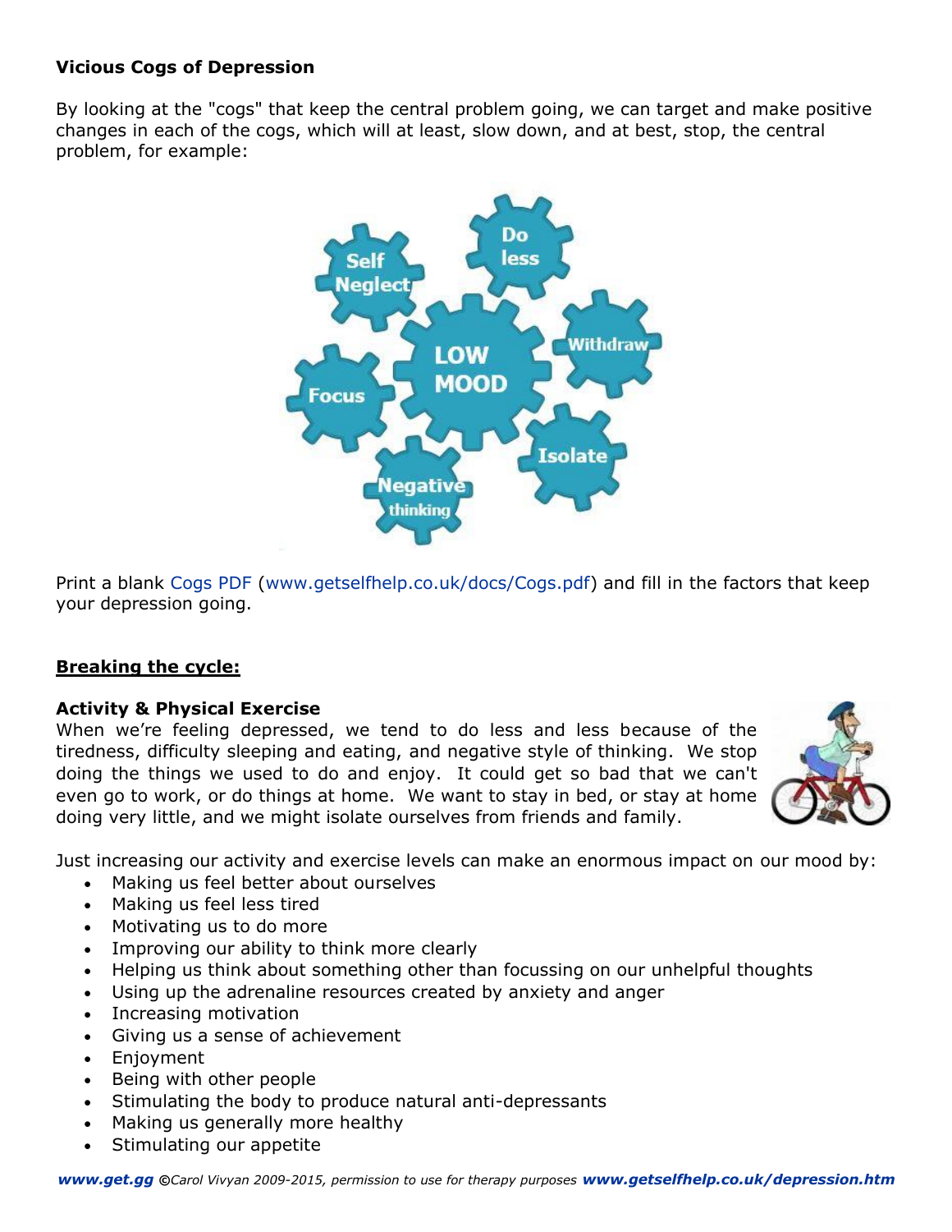**Vicious Cogs of Depression**

By looking at the "cogs" that keep the central problem going, we can target and make positive changes in each of the cogs, which will at least, slow down, and at best, stop, the central problem, for example:

Print a blank Cogs PDF (www.getselfhelp.co.uk/docs/Cogs.pdf) and fill in the factors that keep your depression going.

**Breaking the cycle:**

**Activity & Physical Exercise**

When we're feeling depressed, we tend to do less and less because of the tiredness, difficulty sleeping and eating, and negative style of thinking. We stop doing the things we used to do and enjoy. It could get so bad that we can't even go to work, or do things at home. We want to stay in bed, or stay at home doing very little, and we might isolate ourselves from friends and family.

Just increasing our activity and exercise levels can make an enormous impact on our mood by:

- Making us feel better about ourselves
- Making us feel less tired
- Motivating us to do more
- Improving our ability to think more clearly
- Helping us think about something other than focussing on our unhelpful thoughts
- Using up the adrenaline resources created by anxiety and anger
- Increasing motivation
- Giving us a sense of achievement
- Enjoyment
- Being with other people
- Stimulating the body to produce natural anti-depressants
- Making us generally more healthy
- Stimulating our appetite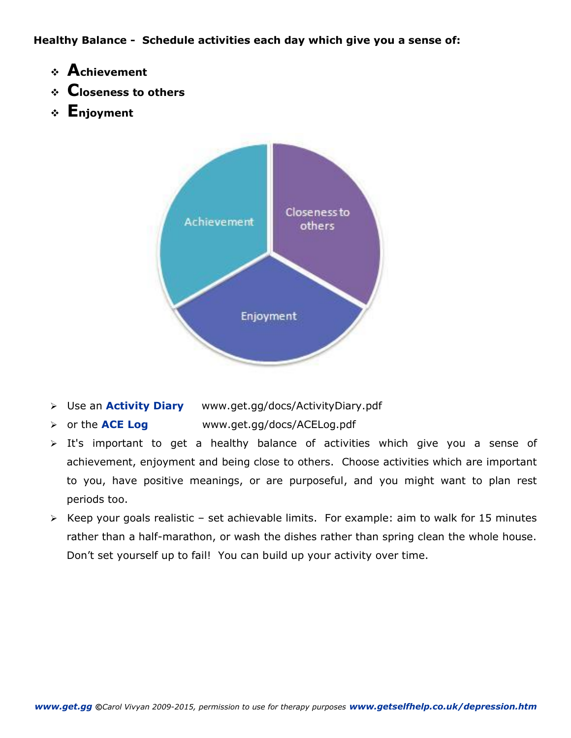**Healthy Balance - Schedule activities each day which give you a sense of:**

- **Achievement**
- **Closeness to others**
- **Enjoyment**

Achievement

Closeness to others

Enjoyment

- Use an **Activity Diary** www.get.gg/docs/ActivityDiary.pdf
- or the **ACE Log** www.get.gg/docs/ACELog.pdf
- It's important to get a healthy balance of activities which give you a sense of achievement, enjoyment and being close to others. Choose activities which are important to you, have positive meanings, or are purposeful, and you might want to plan rest periods too.
- Keep your goals realistic – set achievable limits. For example: aim to walk for 15 minutes rather than a half-marathon, or wash the dishes rather than spring clean the whole house. Don't set yourself up to fail! You can build up your activity over time.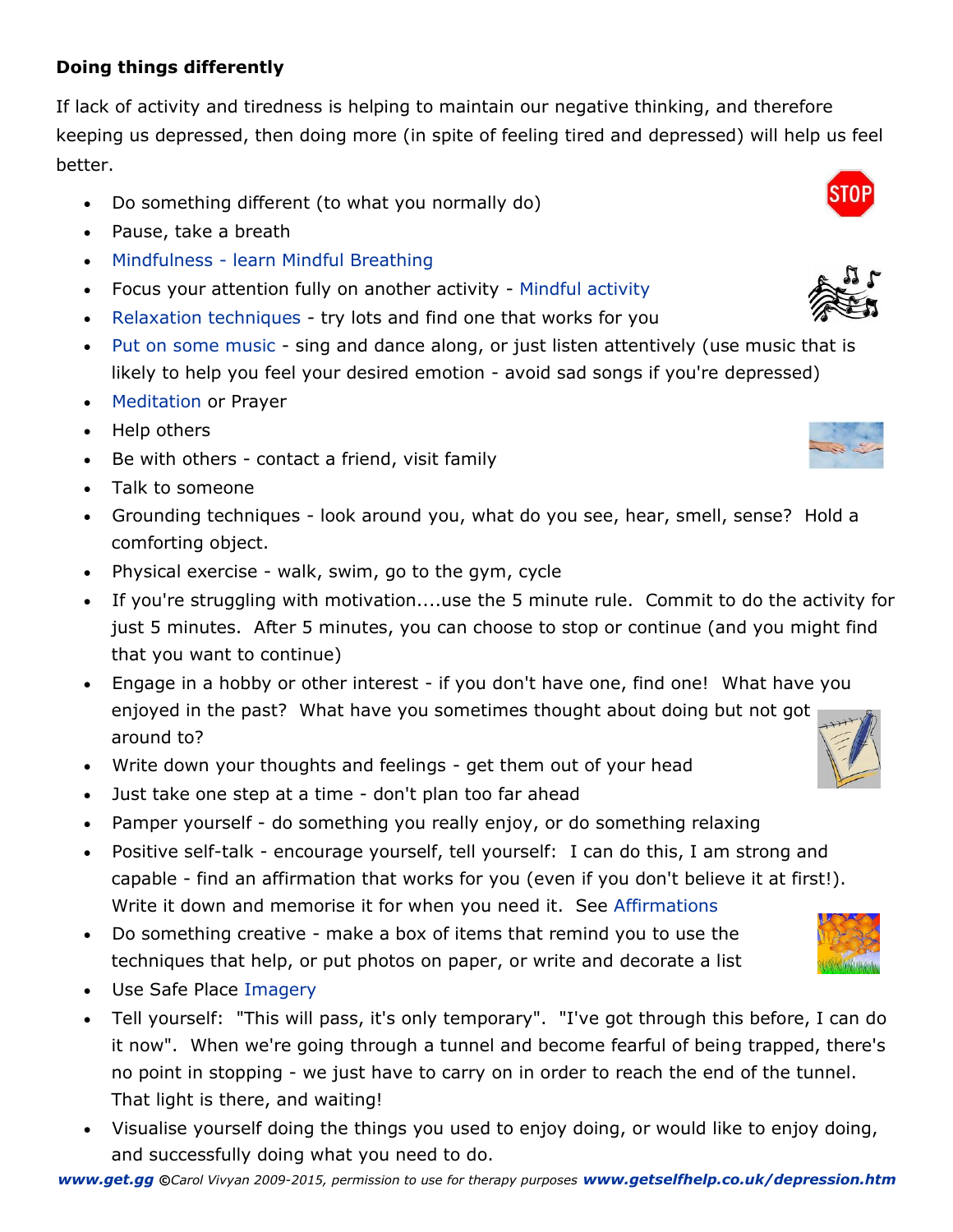**Doing things differently**

If lack of activity and tiredness is helping to maintain our negative thinking, and therefore keeping us depressed, then doing more (in spite of feeling tired and depressed) will help us feel better.

- Do something different (to what you normally do)
- Pause, take a breath
- Mindfulness - learn Mindful Breathing
- Focus your attention fully on another activity - Mindful activity
- Relaxation techniques - try lots and find one that works for you
- Put on some music - sing and dance along, or just listen attentively (use music that is likely to help you feel your desired emotion - avoid sad songs if you're depressed)
- Meditation or Prayer
- Help others
- Be with others - contact a friend, visit family
- Talk to someone
- Grounding techniques - look around you, what do you see, hear, smell, sense? Hold a comforting object.
- Physical exercise - walk, swim, go to the gym, cycle
- If you're struggling with motivation....use the 5 minute rule. Commit to do the activity for just 5 minutes. After 5 minutes, you can choose to stop or continue (and you might find that you want to continue)
- Engage in a hobby or other interest - if you don't have one, find one! What have you enjoyed in the past? What have you sometimes thought about doing but not got around to?
- Write down your thoughts and feelings - get them out of your head
- Just take one step at a time - don't plan too far ahead
- Pamper yourself - do something you really enjoy, or do something relaxing
- Positive self-talk - encourage yourself, tell yourself: I can do this, I am strong and capable - find an affirmation that works for you (even if you don't believe it at first!). Write it down and memorise it for when you need it. See Affirmations
- Do something creative - make a box of items that remind you to use the techniques that help, or put photos on paper, or write and decorate a list
- Use Safe Place Imagery
- Tell yourself: "This will pass, it's only temporary". "I've got through this before, I can do it now". When we're going through a tunnel and become fearful of being trapped, there's no point in stopping - we just have to carry on in order to reach the end of the tunnel. That light is there, and waiting!
- Visualise yourself doing the things you used to enjoy doing, or would like to enjoy doing, and successfully doing what you need to do.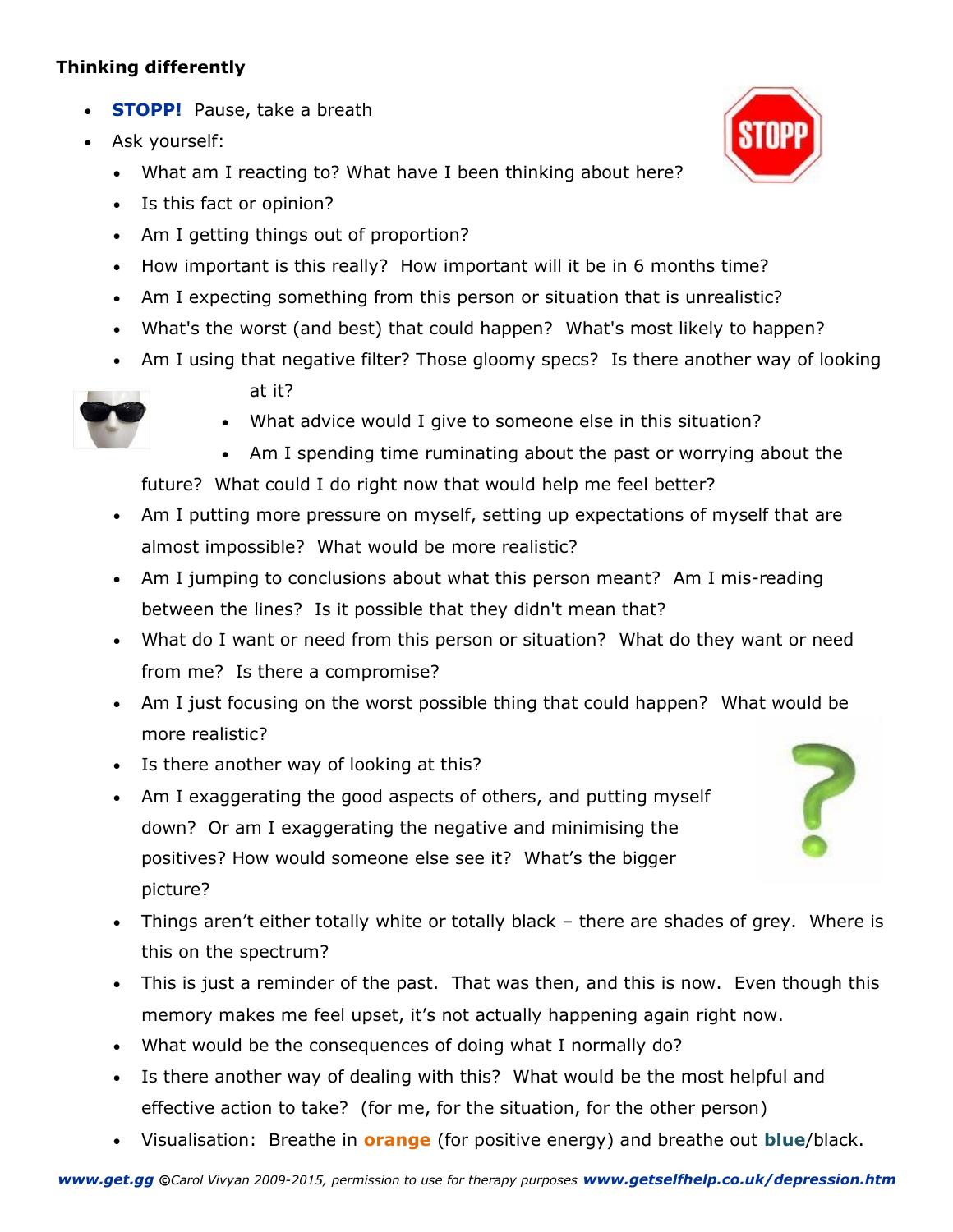**Thinking differently**

- **STOPP!** Pause, take a breath
- Ask yourself:
  - What am I reacting to? What have I been thinking about here?
  - Is this fact or opinion?
  - Am I getting things out of proportion?
  - How important is this really? How important will it be in 6 months time?
  - Am I expecting something from this person or situation that is unrealistic?
  - What's the worst (and best) that could happen? What's most likely to happen?
  - Am I using that negative filter? Those gloomy specs? Is there another way of looking at it?
  - What advice would I give to someone else in this situation?
  - Am I spending time ruminating about the past or worrying about the future? What could I do right now that would help me feel better?
  - Am I putting more pressure on myself, setting up expectations of myself that are almost impossible? What would be more realistic?
  - Am I jumping to conclusions about what this person meant? Am I mis-reading between the lines? Is it possible that they didn't mean that?
  - What do I want or need from this person or situation? What do they want or need from me? Is there a compromise?
  - Am I just focusing on the worst possible thing that could happen? What would be more realistic?
  - Is there another way of looking at this?
  - Am I exaggerating the good aspects of others, and putting myself down? Or am I exaggerating the negative and minimising the positives? How would someone else see it? What's the bigger picture?
  - Things aren't either totally white or totally black – there are shades of grey. Where is this on the spectrum?
  - This is just a reminder of the past. That was then, and this is now. Even though this memory makes me feel upset, it's not actually happening again right now.
  - What would be the consequences of doing what I normally do?
  - Is there another way of dealing with this? What would be the most helpful and effective action to take? (for me, for the situation, for the other person)
  - Visualisation: Breathe in **orange** (for positive energy) and breathe out **blue**/black.

*www.get.gg ©Carol Vivyan 2009-2015, permission to use for therapy purposes www.getselfhelp.co.uk/depression.htm*